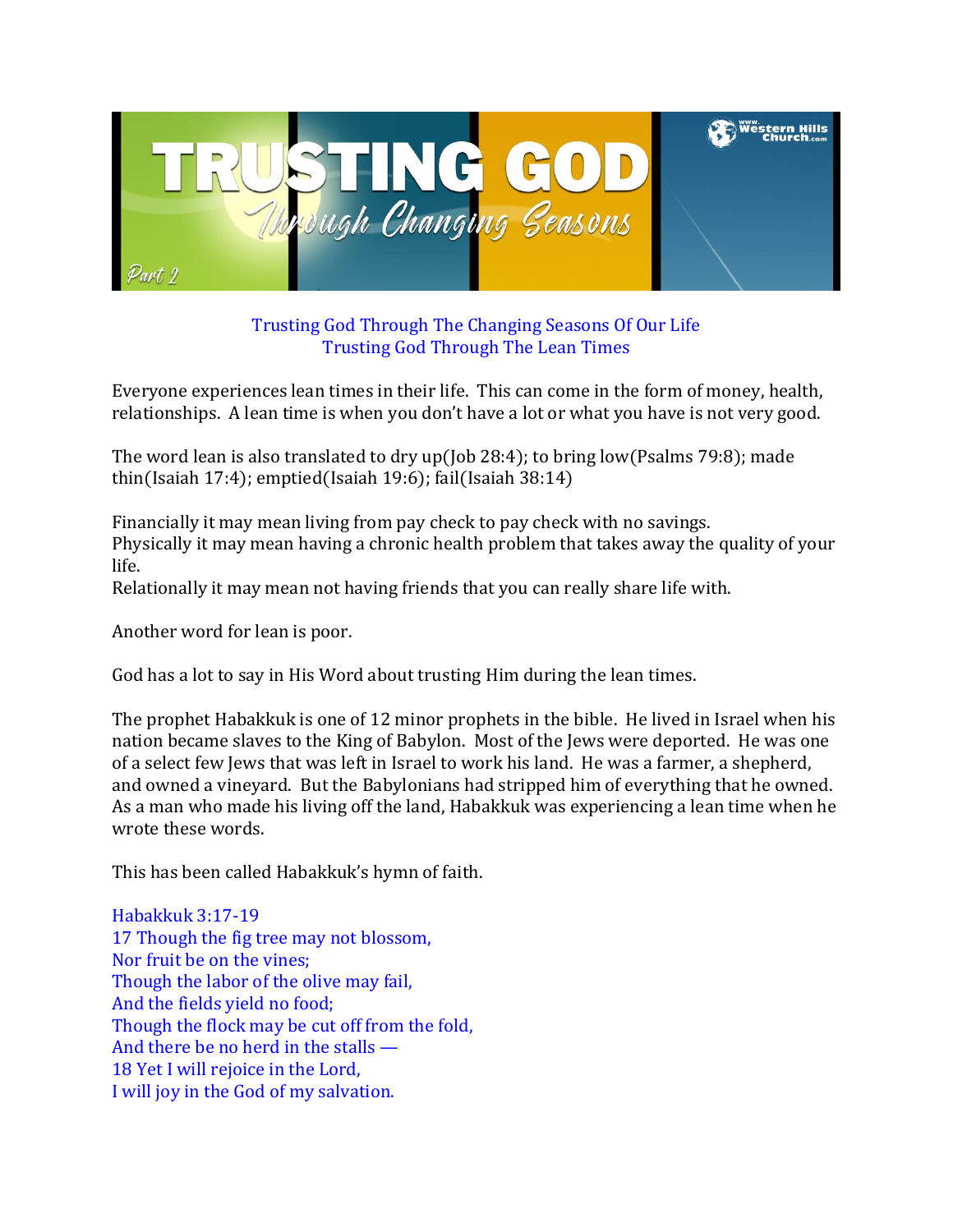Trusting God Through The Changing Seasons Of Our Life
Trusting God Through The Lean Times

Everyone experiences lean times in their life. This can come in the form of money, health, relationships. A lean time is when you don't have a lot or what you have is not very good.

The word lean is also translated to dry up(Job 28:4); to bring low(Psalms 79:8); made thin(Isaiah 17:4); emptied(Isaiah 19:6); fail(Isaiah 38:14)

Financially it may mean living from pay check to pay check with no savings.
Physically it may mean having a chronic health problem that takes away the quality of your life.
Relationally it may mean not having friends that you can really share life with.

Another word for lean is poor.

God has a lot to say in His Word about trusting Him during the lean times.

The prophet Habakkuk is one of 12 minor prophets in the bible. He lived in Israel when his nation became slaves to the King of Babylon. Most of the Jews were deported. He was one of a select few Jews that was left in Israel to work his land. He was a farmer, a shepherd, and owned a vineyard. But the Babylonians had stripped him of everything that he owned. As a man who made his living off the land, Habakkuk was experiencing a lean time when he wrote these words.

This has been called Habakkuk's hymn of faith.

Habakkuk 3:17-19
17 Though the fig tree may not blossom,
Nor fruit be on the vines;
Though the labor of the olive may fail,
And the fields yield no food;
Though the flock may be cut off from the fold,
And there be no herd in the stalls —
18 Yet I will rejoice in the Lord,
I will joy in the God of my salvation.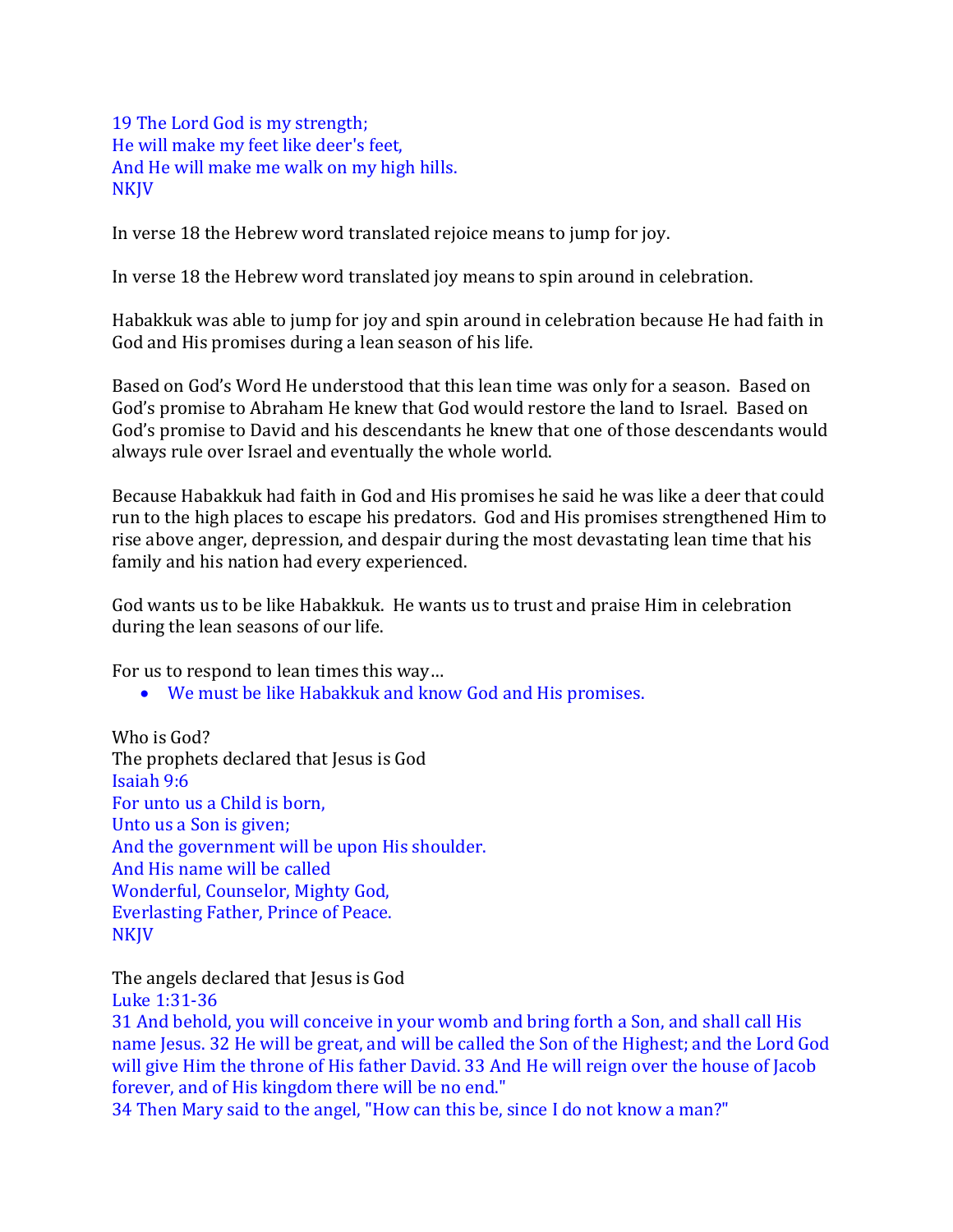19 The Lord God is my strength;
He will make my feet like deer's feet,
And He will make me walk on my high hills.
NKJV

In verse 18 the Hebrew word translated rejoice means to jump for joy.

In verse 18 the Hebrew word translated joy means to spin around in celebration.

Habakkuk was able to jump for joy and spin around in celebration because He had faith in God and His promises during a lean season of his life.

Based on God's Word He understood that this lean time was only for a season. Based on God's promise to Abraham He knew that God would restore the land to Israel. Based on God's promise to David and his descendants he knew that one of those descendants would always rule over Israel and eventually the whole world.

Because Habakkuk had faith in God and His promises he said he was like a deer that could run to the high places to escape his predators. God and His promises strengthened Him to rise above anger, depression, and despair during the most devastating lean time that his family and his nation had every experienced.

God wants us to be like Habakkuk. He wants us to trust and praise Him in celebration during the lean seasons of our life.

For us to respond to lean times this way…

- We must be like Habakkuk and know God and His promises.

Who is God?
The prophets declared that Jesus is God
Isaiah 9:6
For unto us a Child is born,
Unto us a Son is given;
And the government will be upon His shoulder.
And His name will be called
Wonderful, Counselor, Mighty God,
Everlasting Father, Prince of Peace.
NKJV

The angels declared that Jesus is God
Luke 1:31-36
31 And behold, you will conceive in your womb and bring forth a Son, and shall call His name Jesus. 32 He will be great, and will be called the Son of the Highest; and the Lord God will give Him the throne of His father David. 33 And He will reign over the house of Jacob forever, and of His kingdom there will be no end."
34 Then Mary said to the angel, "How can this be, since I do not know a man?"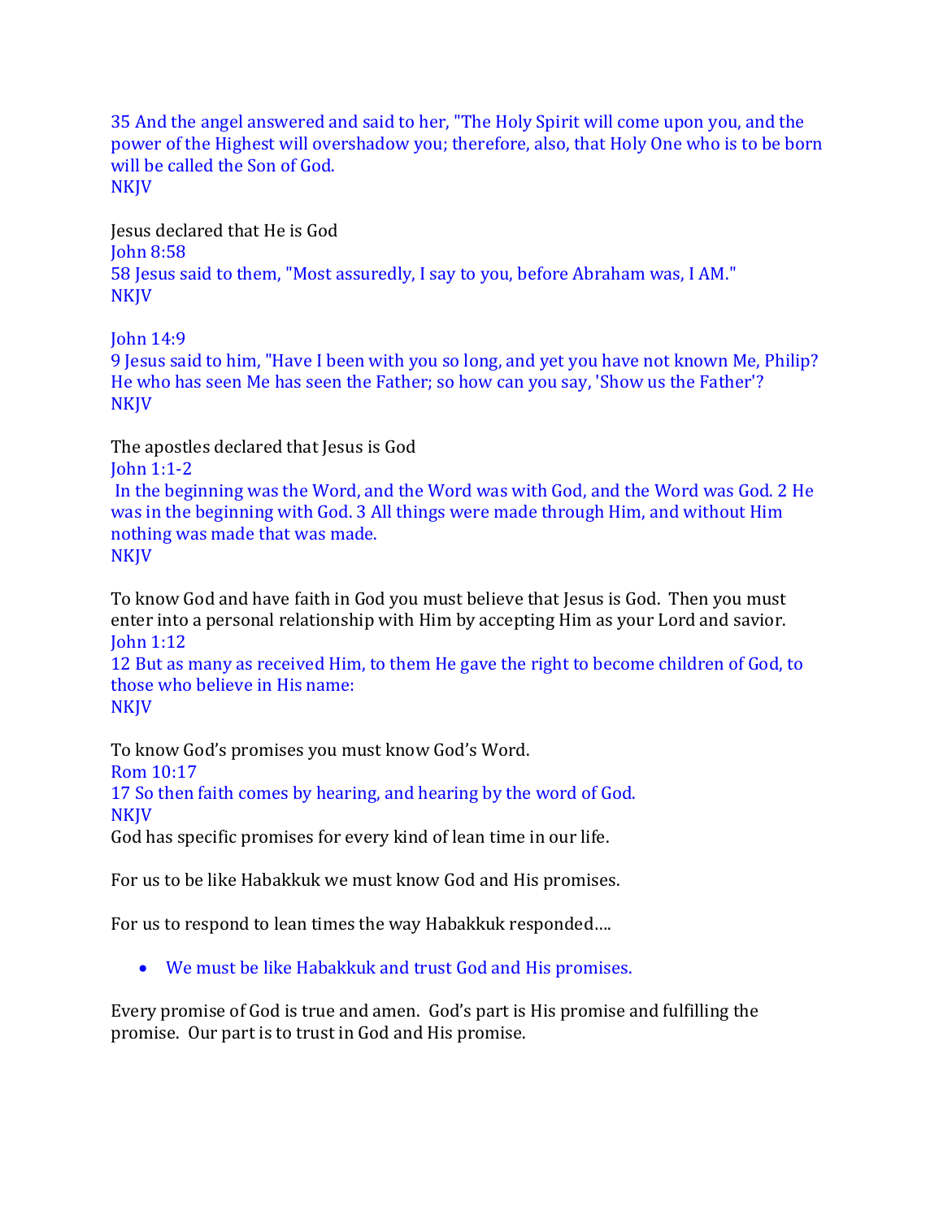35 And the angel answered and said to her, "The Holy Spirit will come upon you, and the power of the Highest will overshadow you; therefore, also, that Holy One who is to be born will be called the Son of God.
NKJV

Jesus declared that He is God
John 8:58
58 Jesus said to them, "Most assuredly, I say to you, before Abraham was, I AM."
NKJV

John 14:9
9 Jesus said to him, "Have I been with you so long, and yet you have not known Me, Philip? He who has seen Me has seen the Father; so how can you say, 'Show us the Father'?
NKJV

The apostles declared that Jesus is God
John 1:1-2
In the beginning was the Word, and the Word was with God, and the Word was God. 2 He was in the beginning with God. 3 All things were made through Him, and without Him nothing was made that was made.
NKJV

To know God and have faith in God you must believe that Jesus is God. Then you must enter into a personal relationship with Him by accepting Him as your Lord and savior.
John 1:12
12 But as many as received Him, to them He gave the right to become children of God, to those who believe in His name:
NKJV

To know God's promises you must know God's Word.
Rom 10:17
17 So then faith comes by hearing, and hearing by the word of God.
NKJV
God has specific promises for every kind of lean time in our life.

For us to be like Habakkuk we must know God and His promises.

For us to respond to lean times the way Habakkuk responded....

- We must be like Habakkuk and trust God and His promises.

Every promise of God is true and amen. God's part is His promise and fulfilling the promise. Our part is to trust in God and His promise.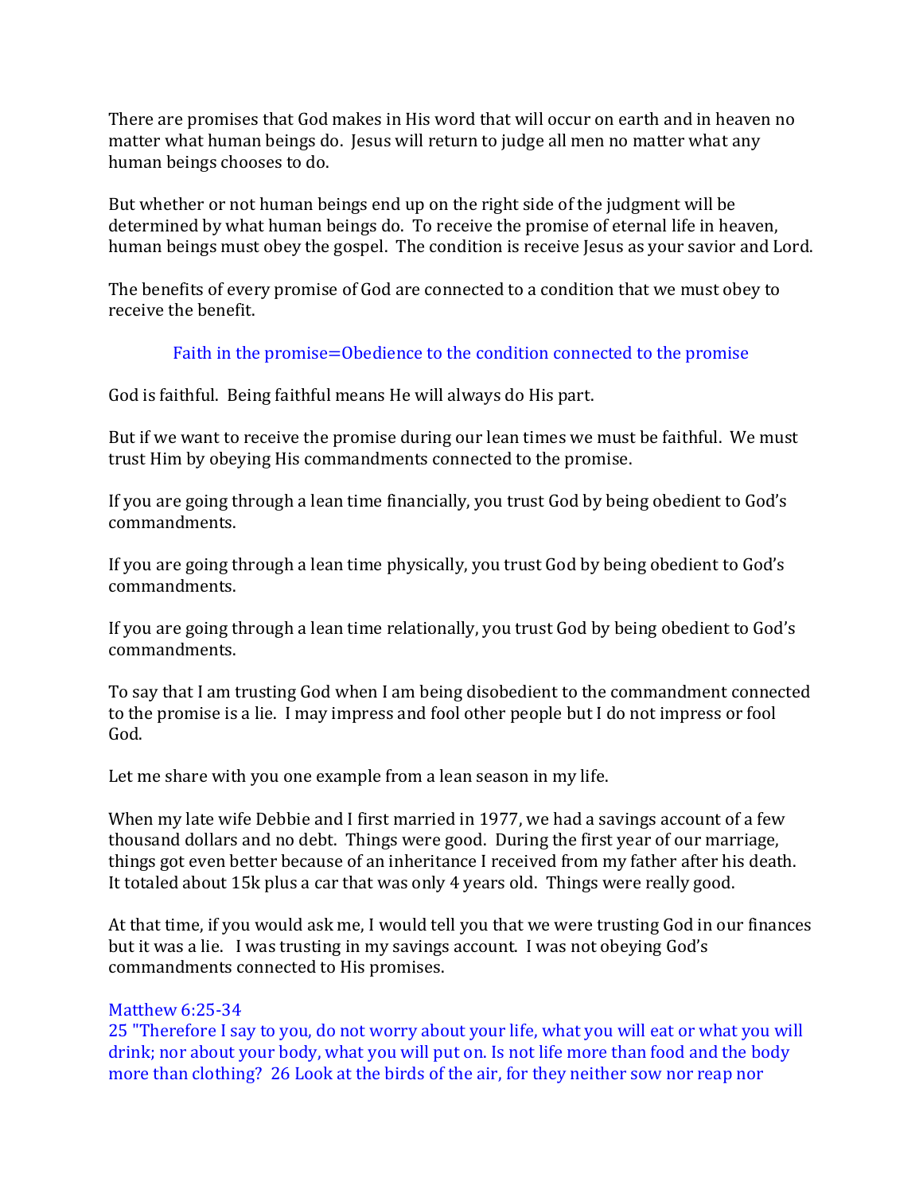There are promises that God makes in His word that will occur on earth and in heaven no matter what human beings do. Jesus will return to judge all men no matter what any human beings chooses to do.

But whether or not human beings end up on the right side of the judgment will be determined by what human beings do. To receive the promise of eternal life in heaven, human beings must obey the gospel. The condition is receive Jesus as your savior and Lord.

The benefits of every promise of God are connected to a condition that we must obey to receive the benefit.

Faith in the promise=Obedience to the condition connected to the promise

God is faithful. Being faithful means He will always do His part.

But if we want to receive the promise during our lean times we must be faithful. We must trust Him by obeying His commandments connected to the promise.

If you are going through a lean time financially, you trust God by being obedient to God's commandments.

If you are going through a lean time physically, you trust God by being obedient to God's commandments.

If you are going through a lean time relationally, you trust God by being obedient to God's commandments.

To say that I am trusting God when I am being disobedient to the commandment connected to the promise is a lie. I may impress and fool other people but I do not impress or fool God.

Let me share with you one example from a lean season in my life.

When my late wife Debbie and I first married in 1977, we had a savings account of a few thousand dollars and no debt. Things were good. During the first year of our marriage, things got even better because of an inheritance I received from my father after his death. It totaled about 15k plus a car that was only 4 years old. Things were really good.

At that time, if you would ask me, I would tell you that we were trusting God in our finances but it was a lie. I was trusting in my savings account. I was not obeying God's commandments connected to His promises.

Matthew 6:25-34
25 "Therefore I say to you, do not worry about your life, what you will eat or what you will drink; nor about your body, what you will put on. Is not life more than food and the body more than clothing? 26 Look at the birds of the air, for they neither sow nor reap nor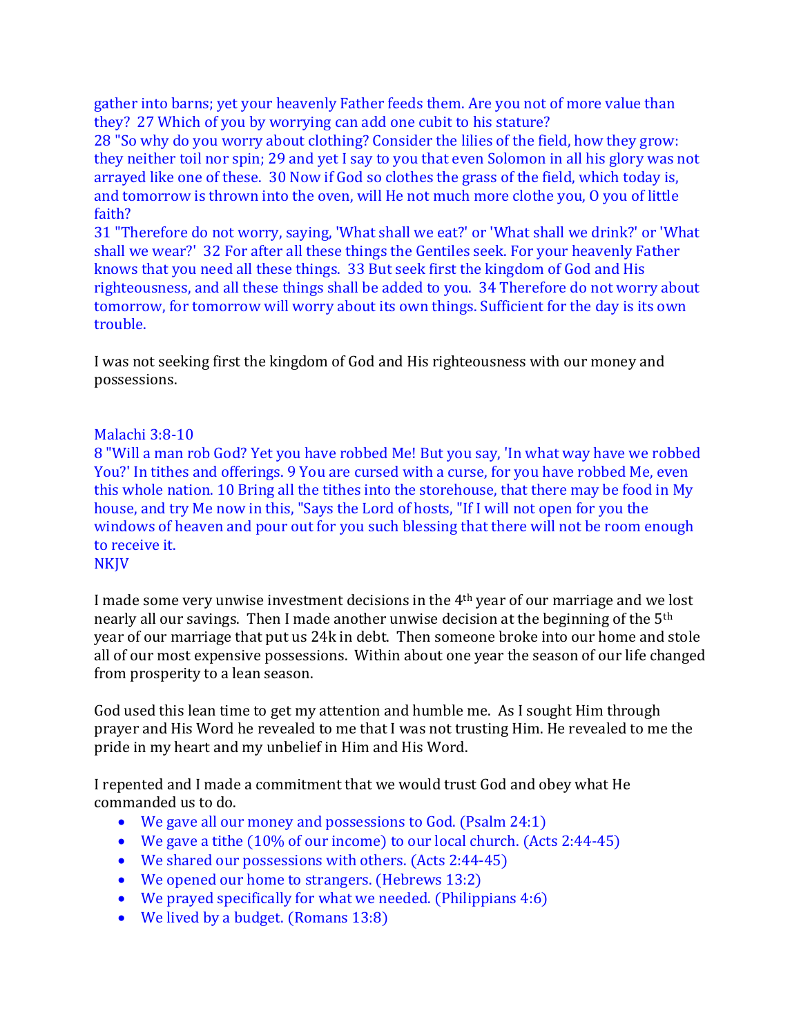gather into barns; yet your heavenly Father feeds them. Are you not of more value than they? 27 Which of you by worrying can add one cubit to his stature?
28 "So why do you worry about clothing? Consider the lilies of the field, how they grow: they neither toil nor spin; 29 and yet I say to you that even Solomon in all his glory was not arrayed like one of these. 30 Now if God so clothes the grass of the field, which today is, and tomorrow is thrown into the oven, will He not much more clothe you, O you of little faith?
31 "Therefore do not worry, saying, 'What shall we eat?' or 'What shall we drink?' or 'What shall we wear?' 32 For after all these things the Gentiles seek. For your heavenly Father knows that you need all these things. 33 But seek first the kingdom of God and His righteousness, and all these things shall be added to you. 34 Therefore do not worry about tomorrow, for tomorrow will worry about its own things. Sufficient for the day is its own trouble.

I was not seeking first the kingdom of God and His righteousness with our money and possessions.

Malachi 3:8-10
8 "Will a man rob God? Yet you have robbed Me! But you say, 'In what way have we robbed You?' In tithes and offerings. 9 You are cursed with a curse, for you have robbed Me, even this whole nation. 10 Bring all the tithes into the storehouse, that there may be food in My house, and try Me now in this, "Says the Lord of hosts, "If I will not open for you the windows of heaven and pour out for you such blessing that there will not be room enough to receive it.
NKJV

I made some very unwise investment decisions in the 4th year of our marriage and we lost nearly all our savings. Then I made another unwise decision at the beginning of the 5th year of our marriage that put us 24k in debt. Then someone broke into our home and stole all of our most expensive possessions. Within about one year the season of our life changed from prosperity to a lean season.

God used this lean time to get my attention and humble me. As I sought Him through prayer and His Word he revealed to me that I was not trusting Him. He revealed to me the pride in my heart and my unbelief in Him and His Word.

I repented and I made a commitment that we would trust God and obey what He commanded us to do.

- We gave all our money and possessions to God. (Psalm 24:1)
- We gave a tithe (10% of our income) to our local church. (Acts 2:44-45)
- We shared our possessions with others. (Acts 2:44-45)
- We opened our home to strangers. (Hebrews 13:2)
- We prayed specifically for what we needed. (Philippians 4:6)
- We lived by a budget. (Romans 13:8)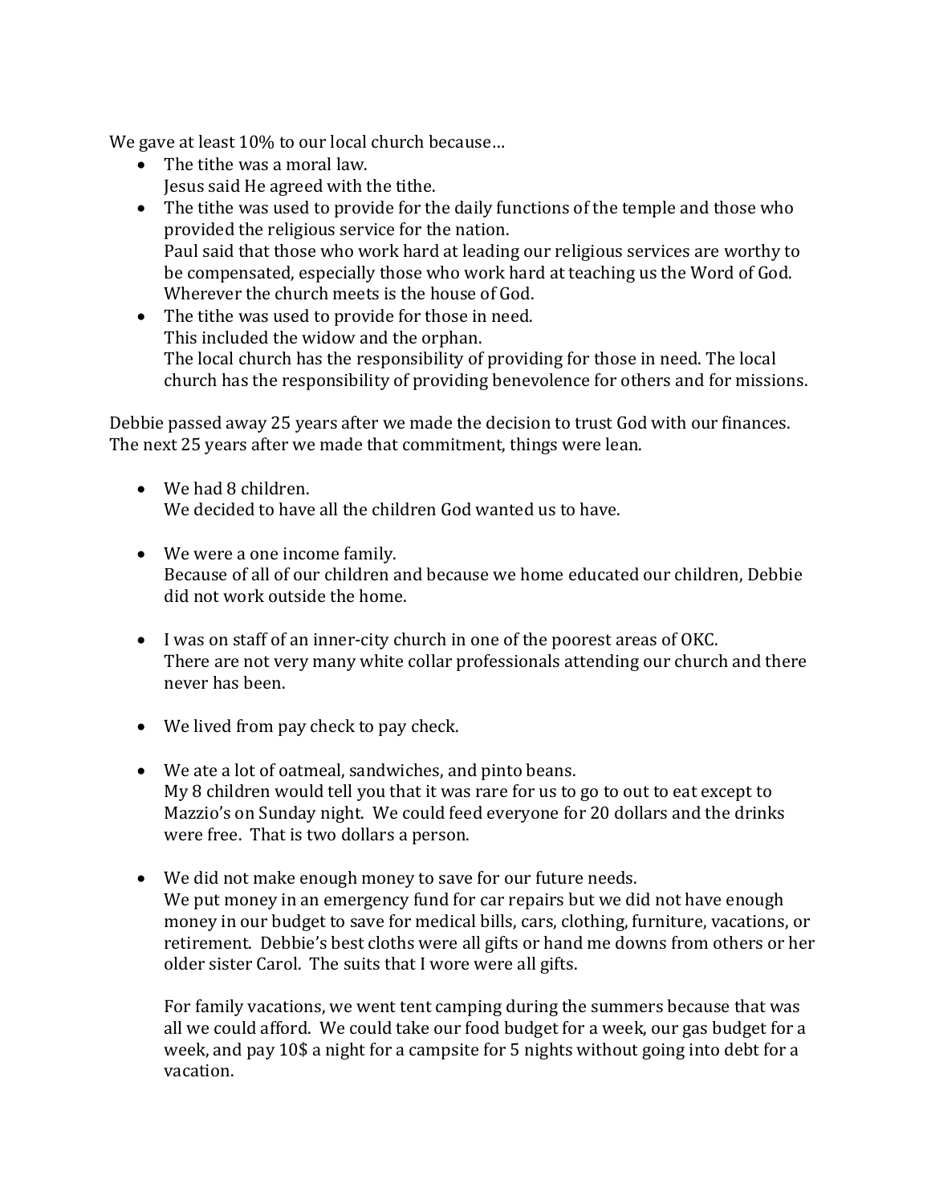We gave at least 10% to our local church because…

- The tithe was a moral law.
  Jesus said He agreed with the tithe.
- The tithe was used to provide for the daily functions of the temple and those who provided the religious service for the nation.
  Paul said that those who work hard at leading our religious services are worthy to be compensated, especially those who work hard at teaching us the Word of God.
  Wherever the church meets is the house of God.
- The tithe was used to provide for those in need.
  This included the widow and the orphan.
  The local church has the responsibility of providing for those in need. The local church has the responsibility of providing benevolence for others and for missions.

Debbie passed away 25 years after we made the decision to trust God with our finances. The next 25 years after we made that commitment, things were lean.

- We had 8 children.
  We decided to have all the children God wanted us to have.

- We were a one income family.
  Because of all of our children and because we home educated our children, Debbie did not work outside the home.

- I was on staff of an inner-city church in one of the poorest areas of OKC.
  There are not very many white collar professionals attending our church and there never has been.

- We lived from pay check to pay check.

- We ate a lot of oatmeal, sandwiches, and pinto beans.
  My 8 children would tell you that it was rare for us to go to out to eat except to Mazzio's on Sunday night. We could feed everyone for 20 dollars and the drinks were free. That is two dollars a person.

- We did not make enough money to save for our future needs.
  We put money in an emergency fund for car repairs but we did not have enough money in our budget to save for medical bills, cars, clothing, furniture, vacations, or retirement. Debbie's best cloths were all gifts or hand me downs from others or her older sister Carol. The suits that I wore were all gifts.

  For family vacations, we went tent camping during the summers because that was all we could afford. We could take our food budget for a week, our gas budget for a week, and pay 10$ a night for a campsite for 5 nights without going into debt for a vacation.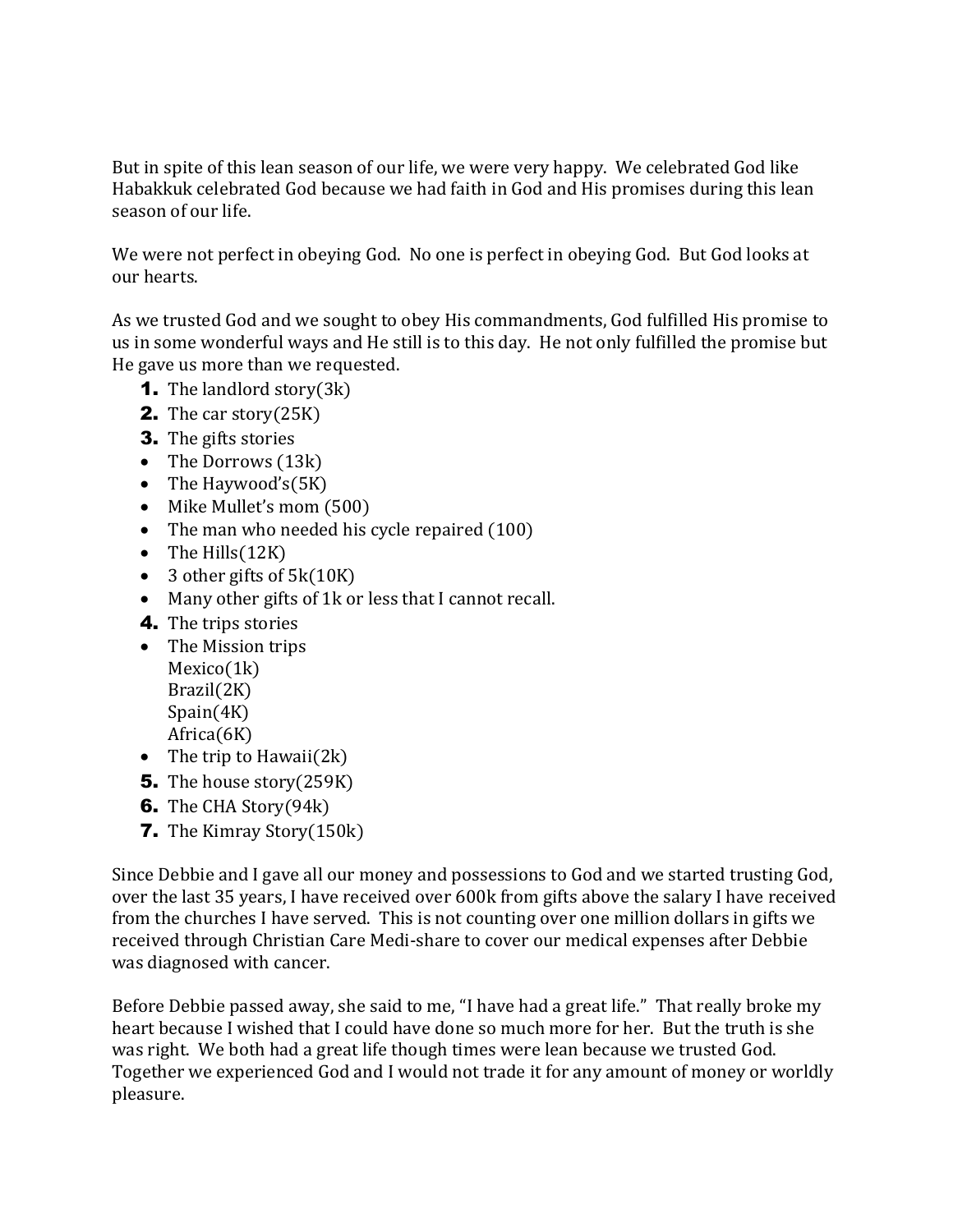But in spite of this lean season of our life, we were very happy. We celebrated God like Habakkuk celebrated God because we had faith in God and His promises during this lean season of our life.

We were not perfect in obeying God. No one is perfect in obeying God. But God looks at our hearts.

As we trusted God and we sought to obey His commandments, God fulfilled His promise to us in some wonderful ways and He still is to this day. He not only fulfilled the promise but He gave us more than we requested.

1. The landlord story(3k)
2. The car story(25K)
3. The gifts stories
   - The Dorrows (13k)
   - The Haywood's(5K)
   - Mike Mullet's mom (500)
   - The man who needed his cycle repaired (100)
   - The Hills(12K)
   - 3 other gifts of 5k(10K)
   - Many other gifts of 1k or less that I cannot recall.
4. The trips stories
   - The Mission trips
     Mexico(1k)
     Brazil(2K)
     Spain(4K)
     Africa(6K)
   - The trip to Hawaii(2k)
5. The house story(259K)
6. The CHA Story(94k)
7. The Kimray Story(150k)

Since Debbie and I gave all our money and possessions to God and we started trusting God, over the last 35 years, I have received over 600k from gifts above the salary I have received from the churches I have served. This is not counting over one million dollars in gifts we received through Christian Care Medi-share to cover our medical expenses after Debbie was diagnosed with cancer.

Before Debbie passed away, she said to me, "I have had a great life." That really broke my heart because I wished that I could have done so much more for her. But the truth is she was right. We both had a great life though times were lean because we trusted God. Together we experienced God and I would not trade it for any amount of money or worldly pleasure.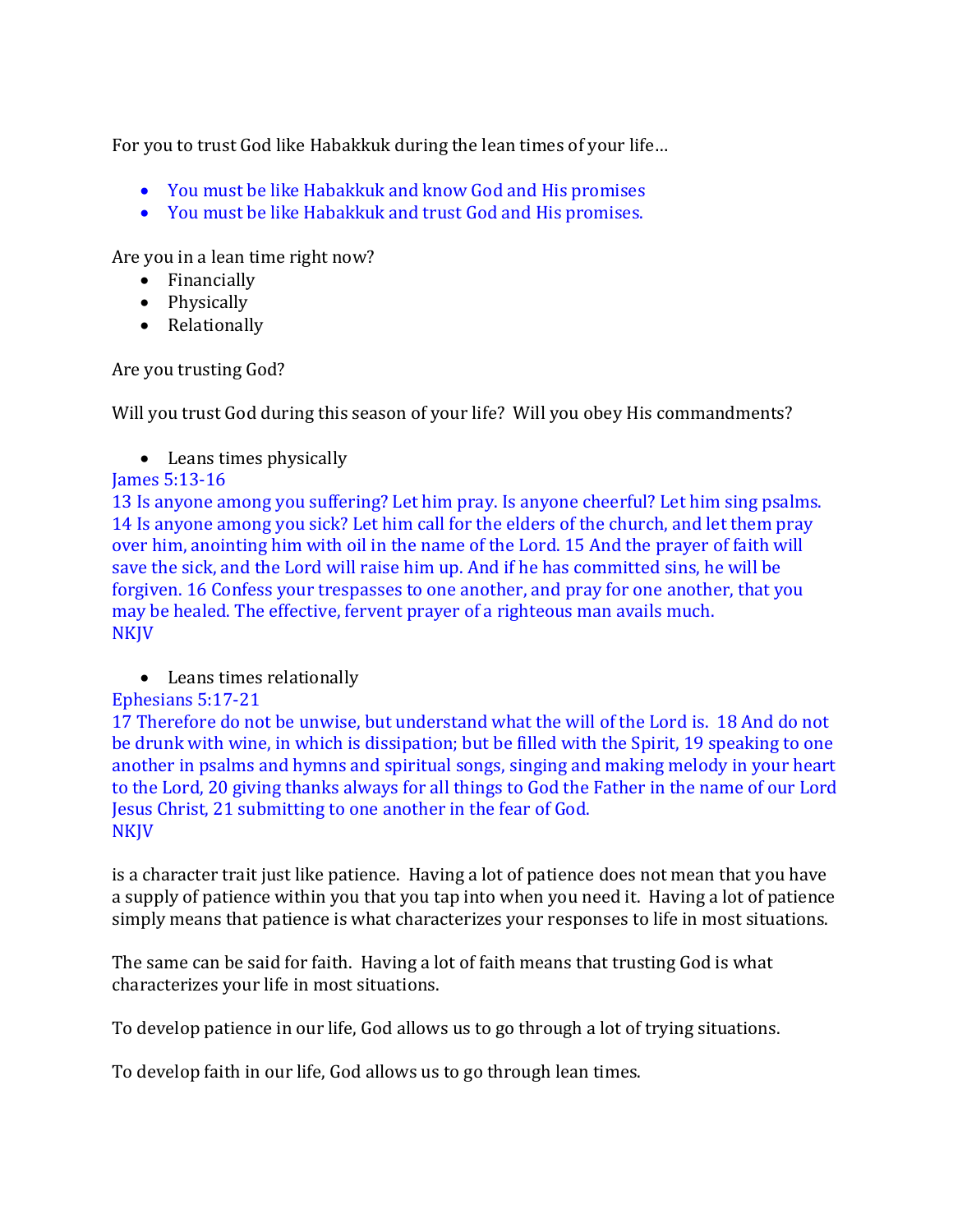For you to trust God like Habakkuk during the lean times of your life…

- You must be like Habakkuk and know God and His promises
- You must be like Habakkuk and trust God and His promises.

Are you in a lean time right now?
- Financially
- Physically
- Relationally

Are you trusting God?

Will you trust God during this season of your life? Will you obey His commandments?

- Leans times physically

James 5:13-16
13 Is anyone among you suffering? Let him pray. Is anyone cheerful? Let him sing psalms. 14 Is anyone among you sick? Let him call for the elders of the church, and let them pray over him, anointing him with oil in the name of the Lord. 15 And the prayer of faith will save the sick, and the Lord will raise him up. And if he has committed sins, he will be forgiven. 16 Confess your trespasses to one another, and pray for one another, that you may be healed. The effective, fervent prayer of a righteous man avails much.
NKJV

- Leans times relationally

Ephesians 5:17-21
17 Therefore do not be unwise, but understand what the will of the Lord is. 18 And do not be drunk with wine, in which is dissipation; but be filled with the Spirit, 19 speaking to one another in psalms and hymns and spiritual songs, singing and making melody in your heart to the Lord, 20 giving thanks always for all things to God the Father in the name of our Lord Jesus Christ, 21 submitting to one another in the fear of God.
NKJV

is a character trait just like patience. Having a lot of patience does not mean that you have a supply of patience within you that you tap into when you need it. Having a lot of patience simply means that patience is what characterizes your responses to life in most situations.

The same can be said for faith. Having a lot of faith means that trusting God is what characterizes your life in most situations.

To develop patience in our life, God allows us to go through a lot of trying situations.

To develop faith in our life, God allows us to go through lean times.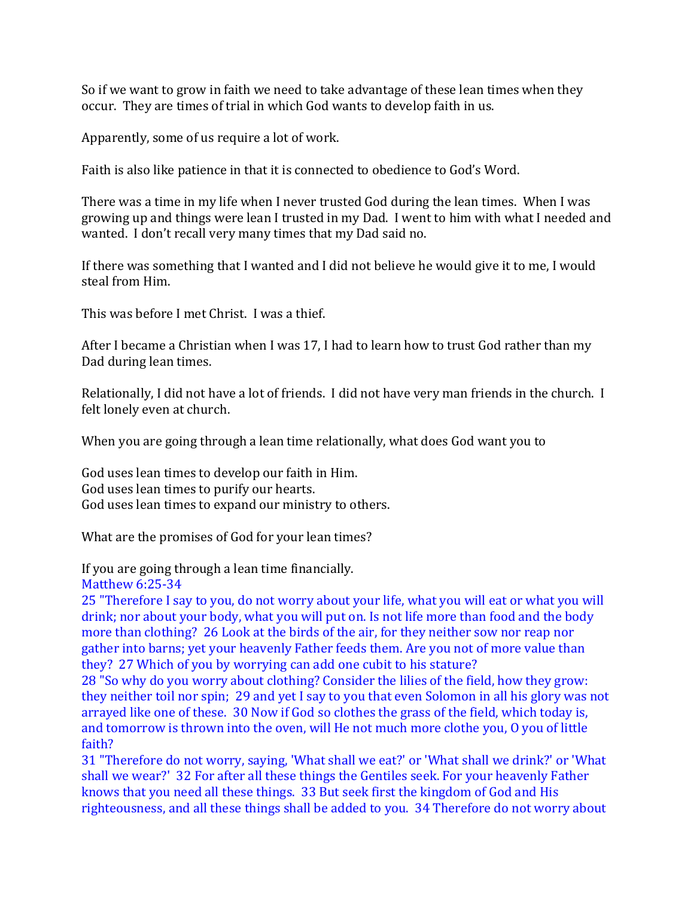So if we want to grow in faith we need to take advantage of these lean times when they occur. They are times of trial in which God wants to develop faith in us.

Apparently, some of us require a lot of work.

Faith is also like patience in that it is connected to obedience to God's Word.

There was a time in my life when I never trusted God during the lean times. When I was growing up and things were lean I trusted in my Dad. I went to him with what I needed and wanted. I don't recall very many times that my Dad said no.

If there was something that I wanted and I did not believe he would give it to me, I would steal from Him.

This was before I met Christ. I was a thief.

After I became a Christian when I was 17, I had to learn how to trust God rather than my Dad during lean times.

Relationally, I did not have a lot of friends. I did not have very man friends in the church. I felt lonely even at church.

When you are going through a lean time relationally, what does God want you to

God uses lean times to develop our faith in Him.
God uses lean times to purify our hearts.
God uses lean times to expand our ministry to others.

What are the promises of God for your lean times?

If you are going through a lean time financially.
Matthew 6:25-34
25 "Therefore I say to you, do not worry about your life, what you will eat or what you will drink; nor about your body, what you will put on. Is not life more than food and the body more than clothing? 26 Look at the birds of the air, for they neither sow nor reap nor gather into barns; yet your heavenly Father feeds them. Are you not of more value than they? 27 Which of you by worrying can add one cubit to his stature?
28 "So why do you worry about clothing? Consider the lilies of the field, how they grow: they neither toil nor spin; 29 and yet I say to you that even Solomon in all his glory was not arrayed like one of these. 30 Now if God so clothes the grass of the field, which today is, and tomorrow is thrown into the oven, will He not much more clothe you, O you of little faith?
31 "Therefore do not worry, saying, 'What shall we eat?' or 'What shall we drink?' or 'What shall we wear?' 32 For after all these things the Gentiles seek. For your heavenly Father knows that you need all these things. 33 But seek first the kingdom of God and His righteousness, and all these things shall be added to you. 34 Therefore do not worry about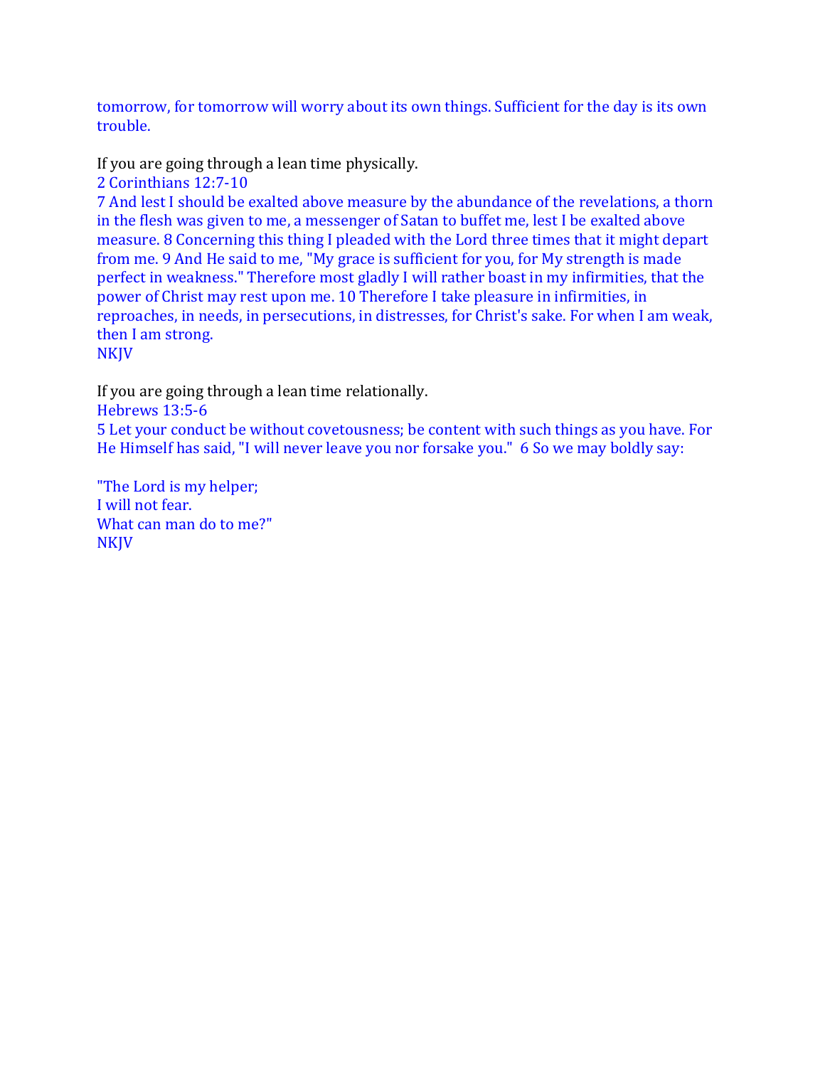tomorrow, for tomorrow will worry about its own things. Sufficient for the day is its own trouble.

If you are going through a lean time physically.

2 Corinthians 12:7-10

7 And lest I should be exalted above measure by the abundance of the revelations, a thorn in the flesh was given to me, a messenger of Satan to buffet me, lest I be exalted above measure. 8 Concerning this thing I pleaded with the Lord three times that it might depart from me. 9 And He said to me, "My grace is sufficient for you, for My strength is made perfect in weakness." Therefore most gladly I will rather boast in my infirmities, that the power of Christ may rest upon me. 10 Therefore I take pleasure in infirmities, in reproaches, in needs, in persecutions, in distresses, for Christ's sake. For when I am weak, then I am strong.

NKJV

If you are going through a lean time relationally.

Hebrews 13:5-6

5 Let your conduct be without covetousness; be content with such things as you have. For He Himself has said, "I will never leave you nor forsake you." 6 So we may boldly say:

"The Lord is my helper;
I will not fear.
What can man do to me?"

NKJV